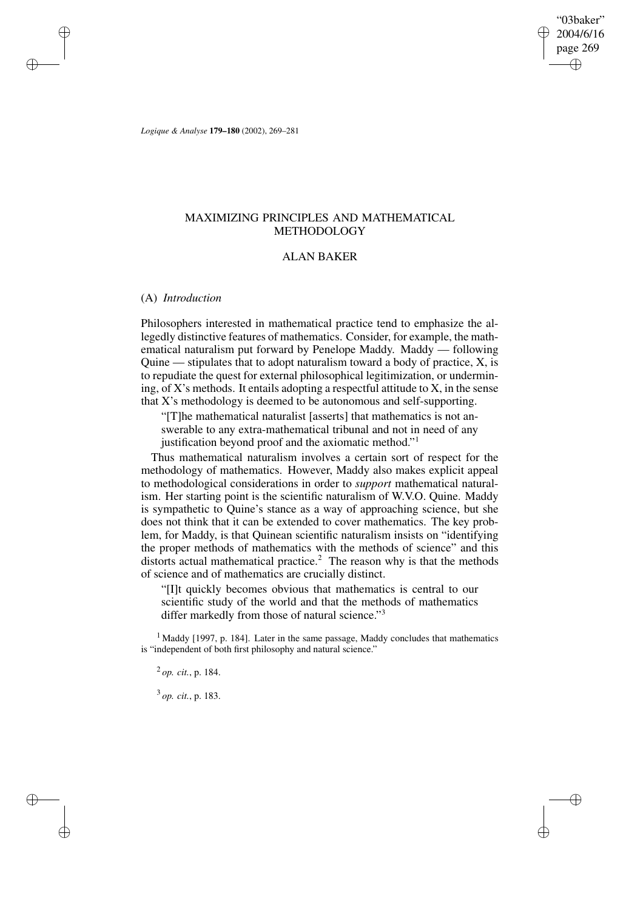# MAXIMIZING PRINCIPLES AND MATHEMATICAL METHODOLOGY

## ALAN BAKER

### (A) *Introduction*

Philosophers interested in mathematical practice tend to emphasize the allegedly distinctive features of mathematics. Consider, for example, the mathematical naturalism put forward by Penelope Maddy. Maddy — following Quine — stipulates that to adopt naturalism toward a body of practice, X, is to repudiate the quest for external philosophical legitimization, or undermining, of X's methods. It entails adopting a respectful attitude to X, in the sense that X's methodology is deemed to be autonomous and self-supporting.

> "[T]he mathematical naturalist [asserts] that mathematics is not answerable to any extra-mathematical tribunal and not in need of any justification beyond proof and the axiomatic method."[1]

Thus mathematical naturalism involves a certain sort of respect for the methodology of mathematics. However, Maddy also makes explicit appeal to methodological considerations in order to *support* mathematical naturalism. Her starting point is the scientific naturalism of W.V.O. Quine. Maddy is sympathetic to Quine's stance as a way of approaching science, but she does not think that it can be extended to cover mathematics. The key problem, for Maddy, is that Quinean scientific naturalism insists on "identifying the proper methods of mathematics with the methods of science" and this distorts actual mathematical practice.[2] The reason why is that the methods of science and of mathematics are crucially distinct.

> "[I]t quickly becomes obvious that mathematics is central to our scientific study of the world and that the methods of mathematics differ markedly from those of natural science."[3]

---

[1] Maddy [1997, p. 184]. Later in the same passage, Maddy concludes that mathematics is "independent of both first philosophy and natural science."

[2] *op. cit.*, p. 184.

[3] *op. cit.*, p. 183.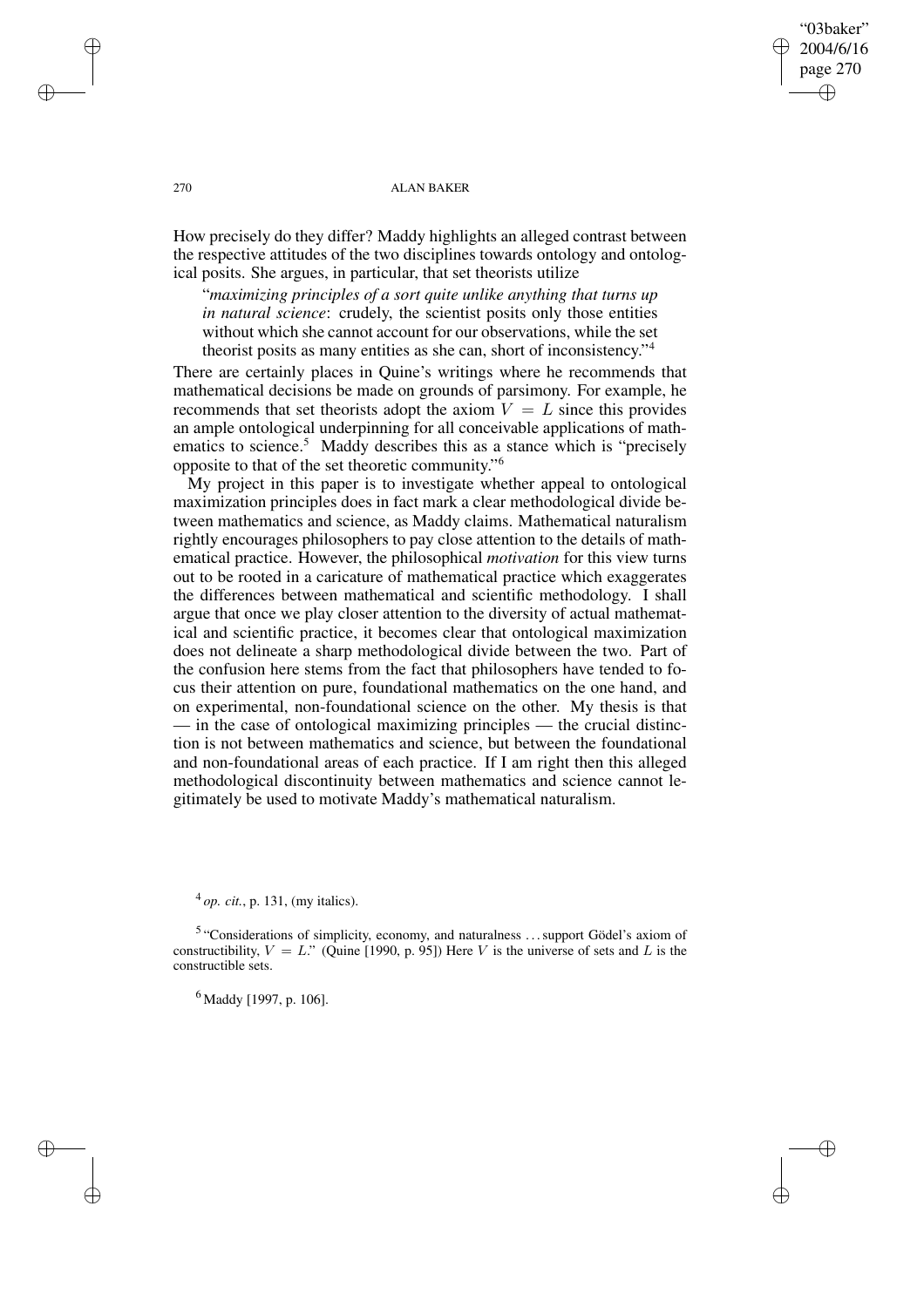How precisely do they differ? Maddy highlights an alleged contrast between the respective attitudes of the two disciplines towards ontology and ontological posits. She argues, in particular, that set theorists utilize

> "*maximizing principles of a sort quite unlike anything that turns up in natural science*: crudely, the scientist posits only those entities without which she cannot account for our observations, while the set theorist posits as many entities as she can, short of inconsistency."[4]

There are certainly places in Quine's writings where he recommends that mathematical decisions be made on grounds of parsimony. For example, he recommends that set theorists adopt the axiom $V = L$ since this provides an ample ontological underpinning for all conceivable applications of mathematics to science.[5] Maddy describes this as a stance which is "precisely opposite to that of the set theoretic community."[6]

My project in this paper is to investigate whether appeal to ontological maximization principles does in fact mark a clear methodological divide between mathematics and science, as Maddy claims. Mathematical naturalism rightly encourages philosophers to pay close attention to the details of mathematical practice. However, the philosophical *motivation* for this view turns out to be rooted in a caricature of mathematical practice which exaggerates the differences between mathematical and scientific methodology. I shall argue that once we play closer attention to the diversity of actual mathematical and scientific practice, it becomes clear that ontological maximization does not delineate a sharp methodological divide between the two. Part of the confusion here stems from the fact that philosophers have tended to focus their attention on pure, foundational mathematics on the one hand, and on experimental, non-foundational science on the other. My thesis is that — in the case of ontological maximizing principles — the crucial distinction is not between mathematics and science, but between the foundational and non-foundational areas of each practice. If I am right then this alleged methodological discontinuity between mathematics and science cannot legitimately be used to motivate Maddy's mathematical naturalism.

[4] *op. cit.*, p. 131, (my italics).

[5] "Considerations of simplicity, economy, and naturalness ... support Gödel's axiom of constructibility, $V = L$." (Quine [1990, p. 95]) Here $V$ is the universe of sets and $L$ is the constructible sets.

[6] Maddy [1997, p. 106].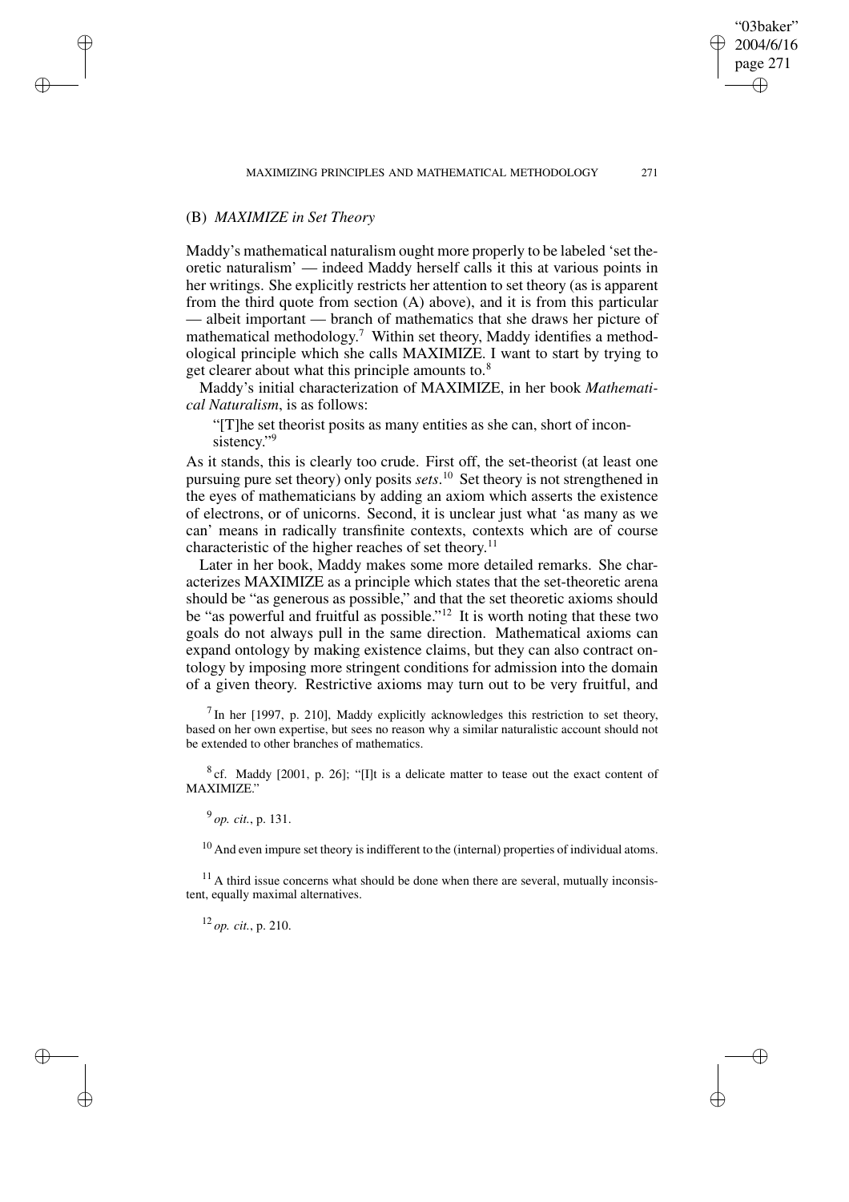### (B) *MAXIMIZE in Set Theory*

Maddy's mathematical naturalism ought more properly to be labeled 'set theoretic naturalism' — indeed Maddy herself calls it this at various points in her writings. She explicitly restricts her attention to set theory (as is apparent from the third quote from section (A) above), and it is from this particular — albeit important — branch of mathematics that she draws her picture of mathematical methodology.[7] Within set theory, Maddy identifies a methodological principle which she calls MAXIMIZE. I want to start by trying to get clearer about what this principle amounts to.[8]

Maddy's initial characterization of MAXIMIZE, in her book *Mathematical Naturalism*, is as follows:

> "[T]he set theorist posits as many entities as she can, short of inconsistency."[9]

As it stands, this is clearly too crude. First off, the set-theorist (at least one pursuing pure set theory) only posits *sets*.[10] Set theory is not strengthened in the eyes of mathematicians by adding an axiom which asserts the existence of electrons, or of unicorns. Second, it is unclear just what 'as many as we can' means in radically transfinite contexts, contexts which are of course characteristic of the higher reaches of set theory.[11]

Later in her book, Maddy makes some more detailed remarks. She characterizes MAXIMIZE as a principle which states that the set-theoretic arena should be "as generous as possible," and that the set theoretic axioms should be "as powerful and fruitful as possible."[12] It is worth noting that these two goals do not always pull in the same direction. Mathematical axioms can expand ontology by making existence claims, but they can also contract ontology by imposing more stringent conditions for admission into the domain of a given theory. Restrictive axioms may turn out to be very fruitful, and

---

[7] In her [1997, p. 210], Maddy explicitly acknowledges this restriction to set theory, based on her own expertise, but sees no reason why a similar naturalistic account should not be extended to other branches of mathematics.

[8] cf. Maddy [2001, p. 26]; "[I]t is a delicate matter to tease out the exact content of MAXIMIZE."

[9] *op. cit.*, p. 131.

[10] And even impure set theory is indifferent to the (internal) properties of individual atoms.

[11] A third issue concerns what should be done when there are several, mutually inconsistent, equally maximal alternatives.

[12] *op. cit.*, p. 210.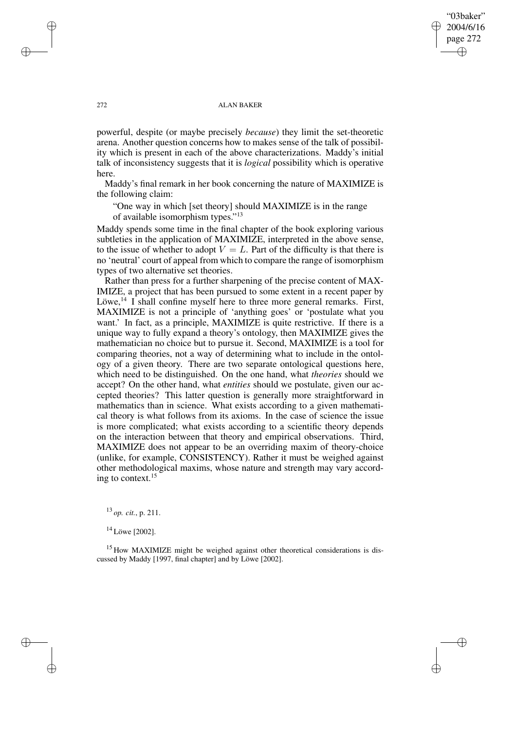powerful, despite (or maybe precisely *because*) they limit the set-theoretic arena. Another question concerns how to makes sense of the talk of possibility which is present in each of the above characterizations. Maddy's initial talk of inconsistency suggests that it is *logical* possibility which is operative here.

Maddy's final remark in her book concerning the nature of MAXIMIZE is the following claim:

> "One way in which [set theory] should MAXIMIZE is in the range of available isomorphism types."[13]

Maddy spends some time in the final chapter of the book exploring various subtleties in the application of MAXIMIZE, interpreted in the above sense, to the issue of whether to adopt $V = L$. Part of the difficulty is that there is no 'neutral' court of appeal from which to compare the range of isomorphism types of two alternative set theories.

Rather than press for a further sharpening of the precise content of MAXIMIZE, a project that has been pursued to some extent in a recent paper by Löwe,[14] I shall confine myself here to three more general remarks. First, MAXIMIZE is not a principle of 'anything goes' or 'postulate what you want.' In fact, as a principle, MAXIMIZE is quite restrictive. If there is a unique way to fully expand a theory's ontology, then MAXIMIZE gives the mathematician no choice but to pursue it. Second, MAXIMIZE is a tool for comparing theories, not a way of determining what to include in the ontology of a given theory. There are two separate ontological questions here, which need to be distinguished. On the one hand, what *theories* should we accept? On the other hand, what *entities* should we postulate, given our accepted theories? This latter question is generally more straightforward in mathematics than in science. What exists according to a given mathematical theory is what follows from its axioms. In the case of science the issue is more complicated; what exists according to a scientific theory depends on the interaction between that theory and empirical observations. Third, MAXIMIZE does not appear to be an overriding maxim of theory-choice (unlike, for example, CONSISTENCY). Rather it must be weighed against other methodological maxims, whose nature and strength may vary according to context.[15]

[13] *op. cit.*, p. 211.

[14] Löwe [2002].

[15] How MAXIMIZE might be weighed against other theoretical considerations is discussed by Maddy [1997, final chapter] and by Löwe [2002].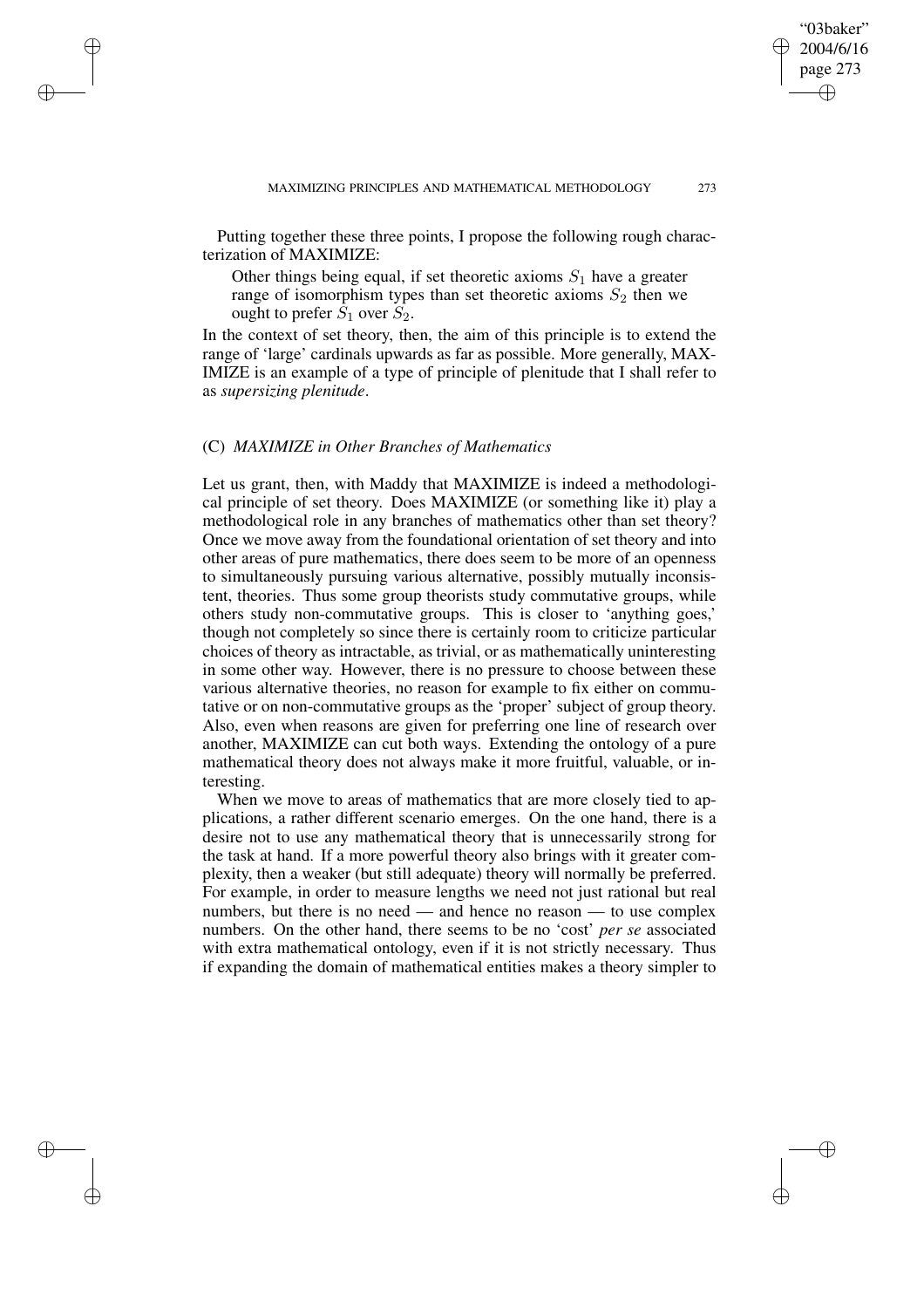Putting together these three points, I propose the following rough characterization of MAXIMIZE:

> Other things being equal, if set theoretic axioms $S_1$ have a greater range of isomorphism types than set theoretic axioms $S_2$ then we ought to prefer $S_1$ over $S_2$.

In the context of set theory, then, the aim of this principle is to extend the range of 'large' cardinals upwards as far as possible. More generally, MAXIMIZE is an example of a type of principle of plenitude that I shall refer to as *supersizing plenitude*.

### (C) *MAXIMIZE in Other Branches of Mathematics*

Let us grant, then, with Maddy that MAXIMIZE is indeed a methodological principle of set theory. Does MAXIMIZE (or something like it) play a methodological role in any branches of mathematics other than set theory? Once we move away from the foundational orientation of set theory and into other areas of pure mathematics, there does seem to be more of an openness to simultaneously pursuing various alternative, possibly mutually inconsistent, theories. Thus some group theorists study commutative groups, while others study non-commutative groups. This is closer to 'anything goes,' though not completely so since there is certainly room to criticize particular choices of theory as intractable, as trivial, or as mathematically uninteresting in some other way. However, there is no pressure to choose between these various alternative theories, no reason for example to fix either on commutative or on non-commutative groups as the 'proper' subject of group theory. Also, even when reasons are given for preferring one line of research over another, MAXIMIZE can cut both ways. Extending the ontology of a pure mathematical theory does not always make it more fruitful, valuable, or interesting.

When we move to areas of mathematics that are more closely tied to applications, a rather different scenario emerges. On the one hand, there is a desire not to use any mathematical theory that is unnecessarily strong for the task at hand. If a more powerful theory also brings with it greater complexity, then a weaker (but still adequate) theory will normally be preferred. For example, in order to measure lengths we need not just rational but real numbers, but there is no need — and hence no reason — to use complex numbers. On the other hand, there seems to be no 'cost' *per se* associated with extra mathematical ontology, even if it is not strictly necessary. Thus if expanding the domain of mathematical entities makes a theory simpler to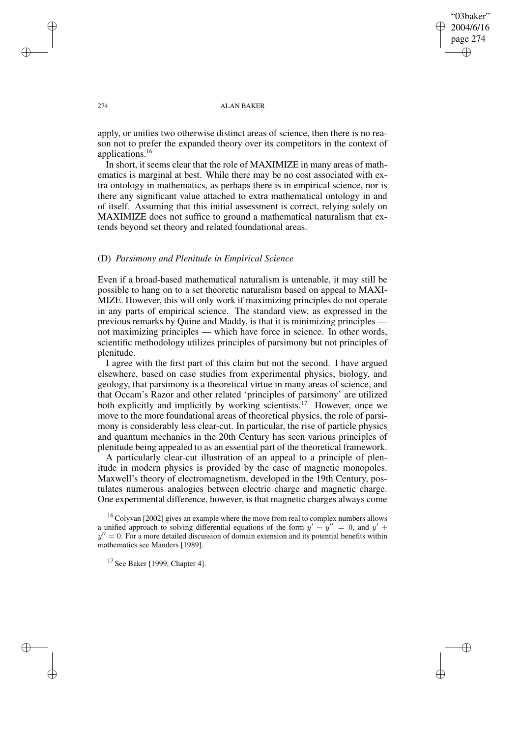apply, or unifies two otherwise distinct areas of science, then there is no reason not to prefer the expanded theory over its competitors in the context of applications.[16]

In short, it seems clear that the role of MAXIMIZE in many areas of mathematics is marginal at best. While there may be no cost associated with extra ontology in mathematics, as perhaps there is in empirical science, nor is there any significant value attached to extra mathematical ontology in and of itself. Assuming that this initial assessment is correct, relying solely on MAXIMIZE does not suffice to ground a mathematical naturalism that extends beyond set theory and related foundational areas.

### (D) *Parsimony and Plenitude in Empirical Science*

Even if a broad-based mathematical naturalism is untenable, it may still be possible to hang on to a set theoretic naturalism based on appeal to MAXIMIZE. However, this will only work if maximizing principles do not operate in any parts of empirical science. The standard view, as expressed in the previous remarks by Quine and Maddy, is that it is minimizing principles — not maximizing principles — which have force in science. In other words, scientific methodology utilizes principles of parsimony but not principles of plenitude.

I agree with the first part of this claim but not the second. I have argued elsewhere, based on case studies from experimental physics, biology, and geology, that parsimony is a theoretical virtue in many areas of science, and that Occam's Razor and other related 'principles of parsimony' are utilized both explicitly and implicitly by working scientists.[17] However, once we move to the more foundational areas of theoretical physics, the role of parsimony is considerably less clear-cut. In particular, the rise of particle physics and quantum mechanics in the 20th Century has seen various principles of plenitude being appealed to as an essential part of the theoretical framework.

A particularly clear-cut illustration of an appeal to a principle of plenitude in modern physics is provided by the case of magnetic monopoles. Maxwell's theory of electromagnetism, developed in the 19th Century, postulates numerous analogies between electric charge and magnetic charge. One experimental difference, however, is that magnetic charges always come

[16] Colyvan [2002] gives an example where the move from real to complex numbers allows a unified approach to solving differential equations of the form $y' - y'' = 0$, and $y' + y'' = 0$. For a more detailed discussion of domain extension and its potential benefits within mathematics see Manders [1989].

[17] See Baker [1999, Chapter 4].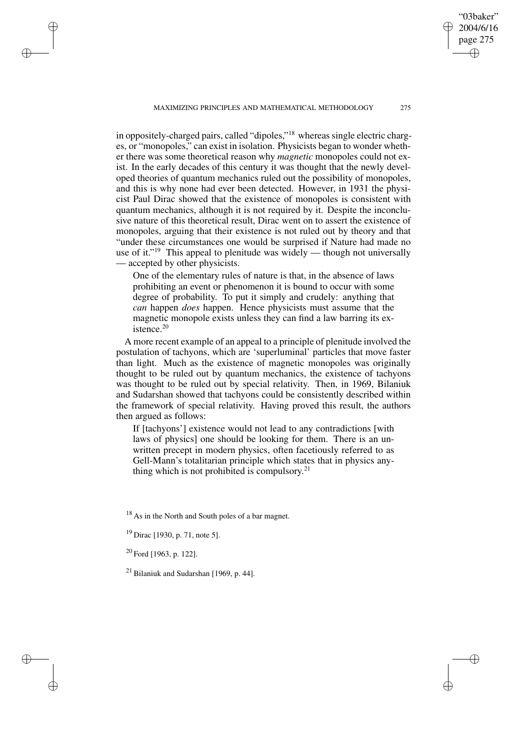in oppositely-charged pairs, called "dipoles,"[18] whereas single electric charges, or "monopoles," can exist in isolation. Physicists began to wonder whether there was some theoretical reason why *magnetic* monopoles could not exist. In the early decades of this century it was thought that the newly developed theories of quantum mechanics ruled out the possibility of monopoles, and this is why none had ever been detected. However, in 1931 the physicist Paul Dirac showed that the existence of monopoles is consistent with quantum mechanics, although it is not required by it. Despite the inconclusive nature of this theoretical result, Dirac went on to assert the existence of monopoles, arguing that their existence is not ruled out by theory and that "under these circumstances one would be surprised if Nature had made no use of it."[19] This appeal to plenitude was widely — though not universally — accepted by other physicists.

> One of the elementary rules of nature is that, in the absence of laws prohibiting an event or phenomenon it is bound to occur with some degree of probability. To put it simply and crudely: anything that *can* happen *does* happen. Hence physicists must assume that the magnetic monopole exists unless they can find a law barring its existence.[20]

A more recent example of an appeal to a principle of plenitude involved the postulation of tachyons, which are 'superluminal' particles that move faster than light. Much as the existence of magnetic monopoles was originally thought to be ruled out by quantum mechanics, the existence of tachyons was thought to be ruled out by special relativity. Then, in 1969, Bilaniuk and Sudarshan showed that tachyons could be consistently described within the framework of special relativity. Having proved this result, the authors then argued as follows:

> If [tachyons'] existence would not lead to any contradictions [with laws of physics] one should be looking for them. There is an unwritten precept in modern physics, often facetiously referred to as Gell-Mann's totalitarian principle which states that in physics anything which is not prohibited is compulsory.[21]

---

[18] As in the North and South poles of a bar magnet.

[19] Dirac [1930, p. 71, note 5].

[20] Ford [1963, p. 122].

[21] Bilaniuk and Sudarshan [1969, p. 44].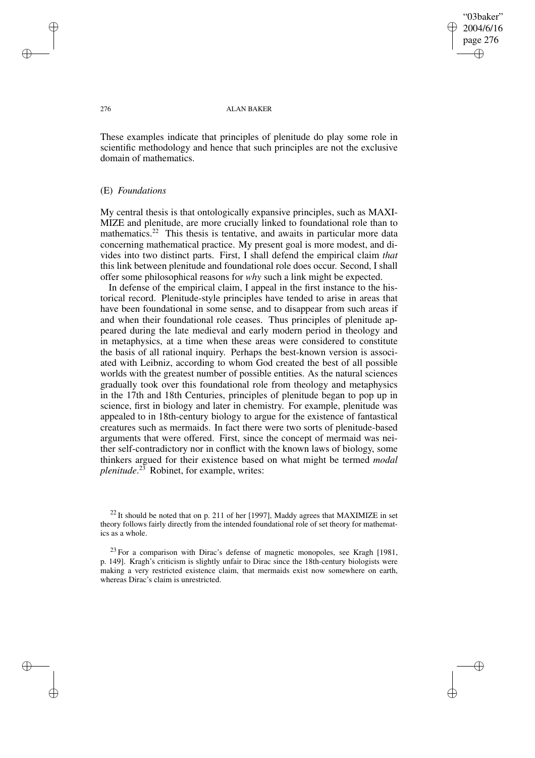These examples indicate that principles of plenitude do play some role in scientific methodology and hence that such principles are not the exclusive domain of mathematics.

## (E) *Foundations*

My central thesis is that ontologically expansive principles, such as MAXIMIZE and plenitude, are more crucially linked to foundational role than to mathematics.[22] This thesis is tentative, and awaits in particular more data concerning mathematical practice. My present goal is more modest, and divides into two distinct parts. First, I shall defend the empirical claim *that* this link between plenitude and foundational role does occur. Second, I shall offer some philosophical reasons for *why* such a link might be expected.

In defense of the empirical claim, I appeal in the first instance to the historical record. Plenitude-style principles have tended to arise in areas that have been foundational in some sense, and to disappear from such areas if and when their foundational role ceases. Thus principles of plenitude appeared during the late medieval and early modern period in theology and in metaphysics, at a time when these areas were considered to constitute the basis of all rational inquiry. Perhaps the best-known version is associated with Leibniz, according to whom God created the best of all possible worlds with the greatest number of possible entities. As the natural sciences gradually took over this foundational role from theology and metaphysics in the 17th and 18th Centuries, principles of plenitude began to pop up in science, first in biology and later in chemistry. For example, plenitude was appealed to in 18th-century biology to argue for the existence of fantastical creatures such as mermaids. In fact there were two sorts of plenitude-based arguments that were offered. First, since the concept of mermaid was neither self-contradictory nor in conflict with the known laws of biology, some thinkers argued for their existence based on what might be termed *modal plenitude*.[23] Robinet, for example, writes:

[22] It should be noted that on p. 211 of her [1997], Maddy agrees that MAXIMIZE in set theory follows fairly directly from the intended foundational role of set theory for mathematics as a whole.

[23] For a comparison with Dirac's defense of magnetic monopoles, see Kragh [1981, p. 149]. Kragh's criticism is slightly unfair to Dirac since the 18th-century biologists were making a very restricted existence claim, that mermaids exist now somewhere on earth, whereas Dirac's claim is unrestricted.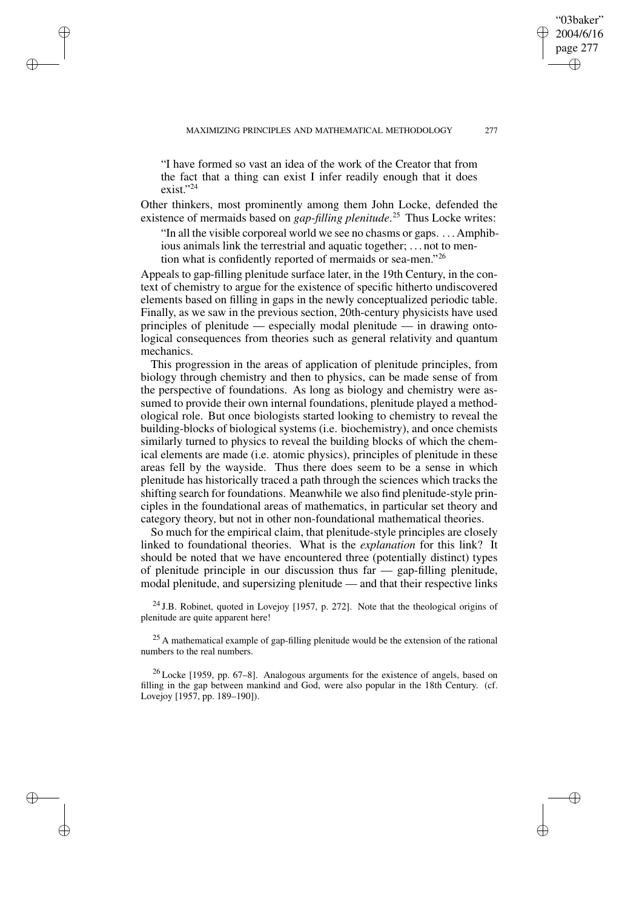> "I have formed so vast an idea of the work of the Creator that from the fact that a thing can exist I infer readily enough that it does exist."[24]

Other thinkers, most prominently among them John Locke, defended the existence of mermaids based on *gap-filling plenitude*.[25] Thus Locke writes:

> "In all the visible corporeal world we see no chasms or gaps. . . . Amphibious animals link the terrestrial and aquatic together; . . . not to mention what is confidently reported of mermaids or sea-men."[26]

Appeals to gap-filling plenitude surface later, in the 19th Century, in the context of chemistry to argue for the existence of specific hitherto undiscovered elements based on filling in gaps in the newly conceptualized periodic table. Finally, as we saw in the previous section, 20th-century physicists have used principles of plenitude — especially modal plenitude — in drawing ontological consequences from theories such as general relativity and quantum mechanics.

This progression in the areas of application of plenitude principles, from biology through chemistry and then to physics, can be made sense of from the perspective of foundations. As long as biology and chemistry were assumed to provide their own internal foundations, plenitude played a methodological role. But once biologists started looking to chemistry to reveal the building-blocks of biological systems (i.e. biochemistry), and once chemists similarly turned to physics to reveal the building blocks of which the chemical elements are made (i.e. atomic physics), principles of plenitude in these areas fell by the wayside. Thus there does seem to be a sense in which plenitude has historically traced a path through the sciences which tracks the shifting search for foundations. Meanwhile we also find plenitude-style principles in the foundational areas of mathematics, in particular set theory and category theory, but not in other non-foundational mathematical theories.

So much for the empirical claim, that plenitude-style principles are closely linked to foundational theories. What is the *explanation* for this link? It should be noted that we have encountered three (potentially distinct) types of plenitude principle in our discussion thus far — gap-filling plenitude, modal plenitude, and supersizing plenitude — and that their respective links

[24] J.B. Robinet, quoted in Lovejoy [1957, p. 272]. Note that the theological origins of plenitude are quite apparent here!

[25] A mathematical example of gap-filling plenitude would be the extension of the rational numbers to the real numbers.

[26] Locke [1959, pp. 67–8]. Analogous arguments for the existence of angels, based on filling in the gap between mankind and God, were also popular in the 18th Century. (cf. Lovejoy [1957, pp. 189–190]).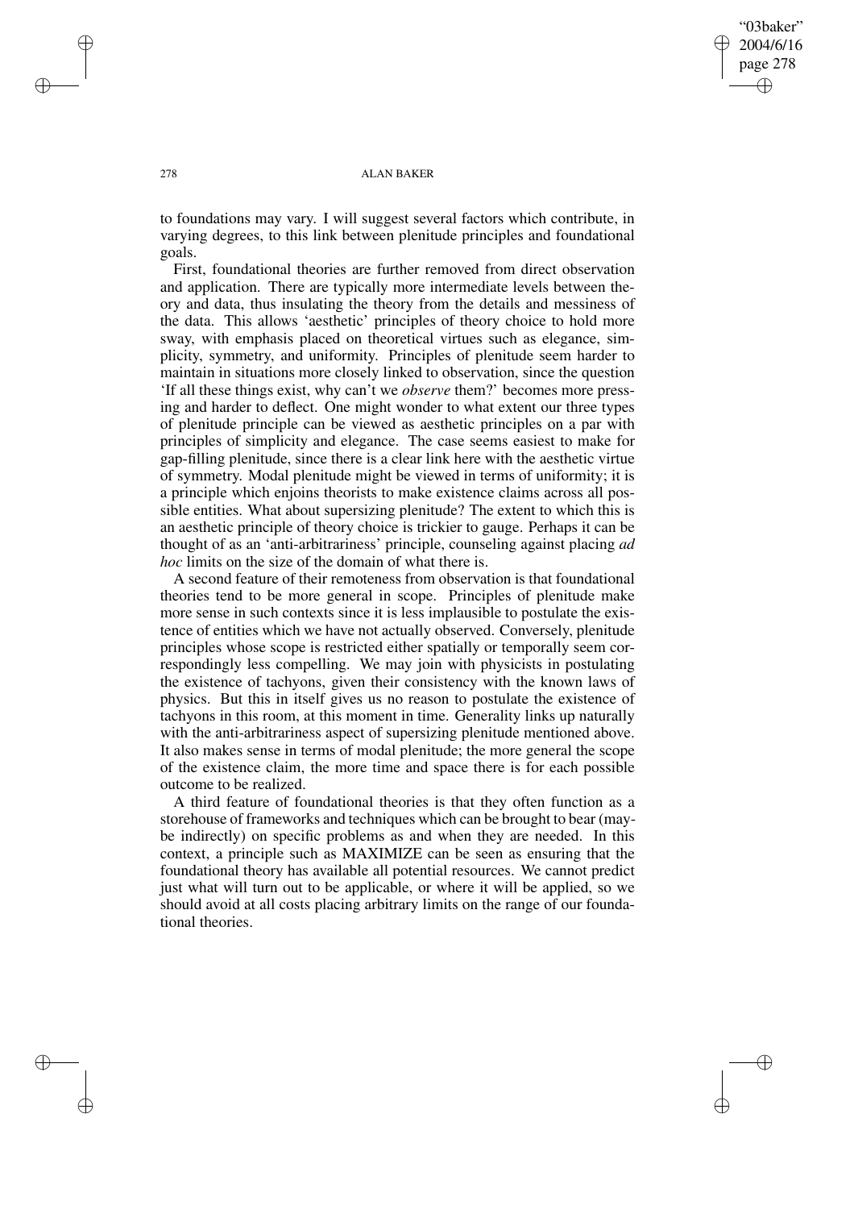to foundations may vary. I will suggest several factors which contribute, in varying degrees, to this link between plenitude principles and foundational goals.

First, foundational theories are further removed from direct observation and application. There are typically more intermediate levels between theory and data, thus insulating the theory from the details and messiness of the data. This allows 'aesthetic' principles of theory choice to hold more sway, with emphasis placed on theoretical virtues such as elegance, simplicity, symmetry, and uniformity. Principles of plenitude seem harder to maintain in situations more closely linked to observation, since the question 'If all these things exist, why can't we *observe* them?' becomes more pressing and harder to deflect. One might wonder to what extent our three types of plenitude principle can be viewed as aesthetic principles on a par with principles of simplicity and elegance. The case seems easiest to make for gap-filling plenitude, since there is a clear link here with the aesthetic virtue of symmetry. Modal plenitude might be viewed in terms of uniformity; it is a principle which enjoins theorists to make existence claims across all possible entities. What about supersizing plenitude? The extent to which this is an aesthetic principle of theory choice is trickier to gauge. Perhaps it can be thought of as an 'anti-arbitrariness' principle, counseling against placing *ad hoc* limits on the size of the domain of what there is.

A second feature of their remoteness from observation is that foundational theories tend to be more general in scope. Principles of plenitude make more sense in such contexts since it is less implausible to postulate the existence of entities which we have not actually observed. Conversely, plenitude principles whose scope is restricted either spatially or temporally seem correspondingly less compelling. We may join with physicists in postulating the existence of tachyons, given their consistency with the known laws of physics. But this in itself gives us no reason to postulate the existence of tachyons in this room, at this moment in time. Generality links up naturally with the anti-arbitrariness aspect of supersizing plenitude mentioned above. It also makes sense in terms of modal plenitude; the more general the scope of the existence claim, the more time and space there is for each possible outcome to be realized.

A third feature of foundational theories is that they often function as a storehouse of frameworks and techniques which can be brought to bear (maybe indirectly) on specific problems as and when they are needed. In this context, a principle such as MAXIMIZE can be seen as ensuring that the foundational theory has available all potential resources. We cannot predict just what will turn out to be applicable, or where it will be applied, so we should avoid at all costs placing arbitrary limits on the range of our foundational theories.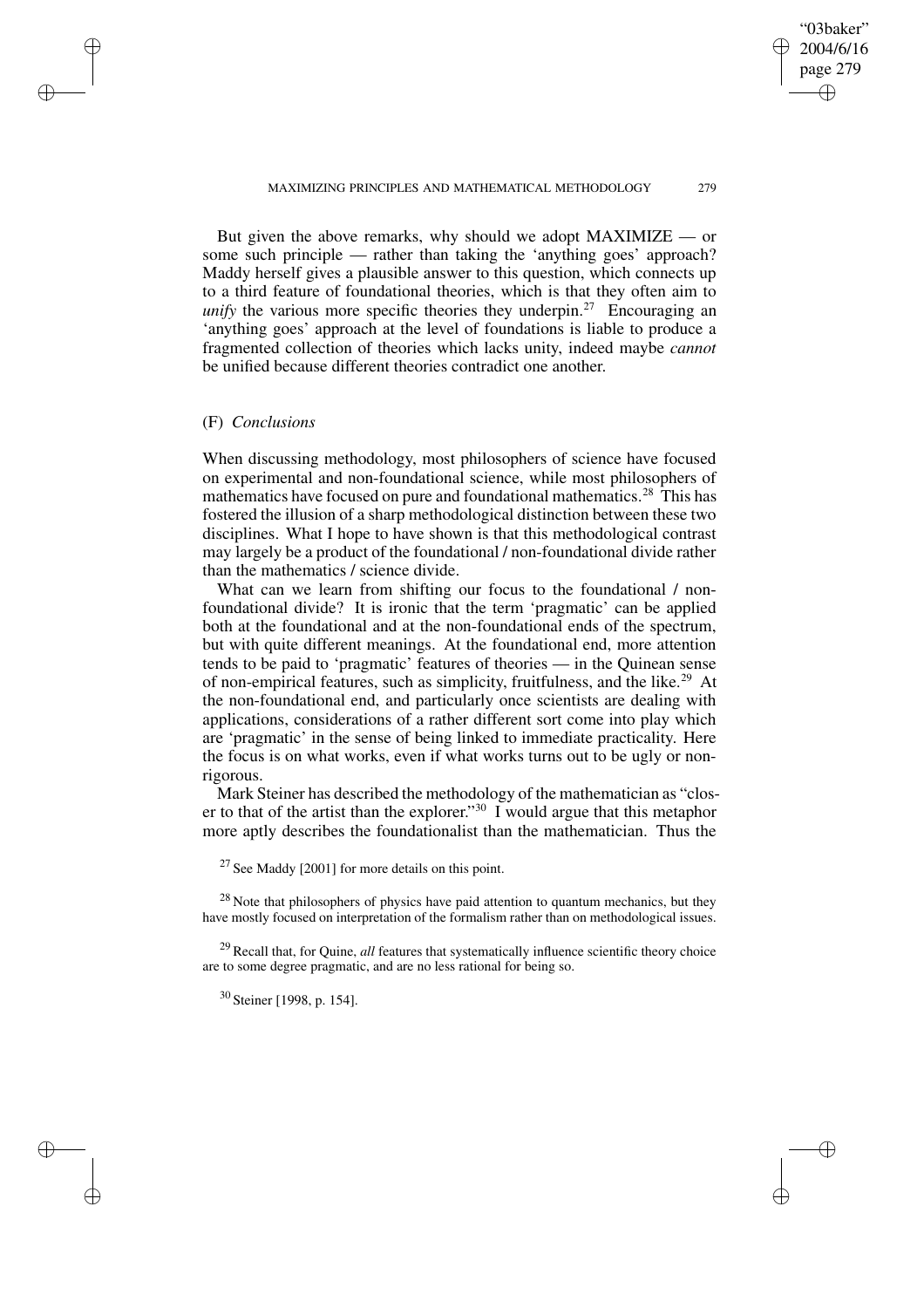But given the above remarks, why should we adopt MAXIMIZE — or some such principle — rather than taking the 'anything goes' approach? Maddy herself gives a plausible answer to this question, which connects up to a third feature of foundational theories, which is that they often aim to *unify* the various more specific theories they underpin.[27] Encouraging an 'anything goes' approach at the level of foundations is liable to produce a fragmented collection of theories which lacks unity, indeed maybe *cannot* be unified because different theories contradict one another.

## (F) *Conclusions*

When discussing methodology, most philosophers of science have focused on experimental and non-foundational science, while most philosophers of mathematics have focused on pure and foundational mathematics.[28] This has fostered the illusion of a sharp methodological distinction between these two disciplines. What I hope to have shown is that this methodological contrast may largely be a product of the foundational / non-foundational divide rather than the mathematics / science divide.

What can we learn from shifting our focus to the foundational / non-foundational divide? It is ironic that the term 'pragmatic' can be applied both at the foundational and at the non-foundational ends of the spectrum, but with quite different meanings. At the foundational end, more attention tends to be paid to 'pragmatic' features of theories — in the Quinean sense of non-empirical features, such as simplicity, fruitfulness, and the like.[29] At the non-foundational end, and particularly once scientists are dealing with applications, considerations of a rather different sort come into play which are 'pragmatic' in the sense of being linked to immediate practicality. Here the focus is on what works, even if what works turns out to be ugly or non-rigorous.

Mark Steiner has described the methodology of the mathematician as "closer to that of the artist than the explorer."[30] I would argue that this metaphor more aptly describes the foundationalist than the mathematician. Thus the

[27] See Maddy [2001] for more details on this point.

[28] Note that philosophers of physics have paid attention to quantum mechanics, but they have mostly focused on interpretation of the formalism rather than on methodological issues.

[29] Recall that, for Quine, *all* features that systematically influence scientific theory choice are to some degree pragmatic, and are no less rational for being so.

[30] Steiner [1998, p. 154].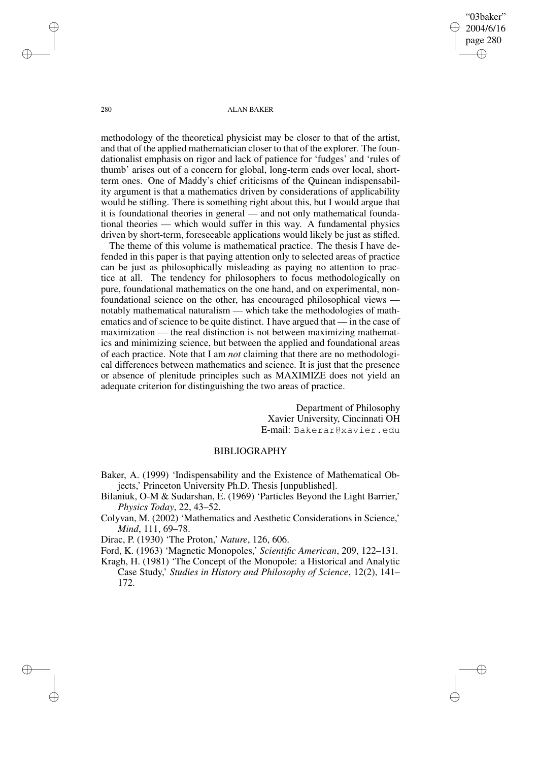methodology of the theoretical physicist may be closer to that of the artist, and that of the applied mathematician closer to that of the explorer. The foundationalist emphasis on rigor and lack of patience for 'fudges' and 'rules of thumb' arises out of a concern for global, long-term ends over local, short-term ones. One of Maddy's chief criticisms of the Quinean indispensability argument is that a mathematics driven by considerations of applicability would be stifling. There is something right about this, but I would argue that it is foundational theories in general — and not only mathematical foundational theories — which would suffer in this way. A fundamental physics driven by short-term, foreseeable applications would likely be just as stifled.

The theme of this volume is mathematical practice. The thesis I have defended in this paper is that paying attention only to selected areas of practice can be just as philosophically misleading as paying no attention to practice at all. The tendency for philosophers to focus methodologically on pure, foundational mathematics on the one hand, and on experimental, non-foundational science on the other, has encouraged philosophical views — notably mathematical naturalism — which take the methodologies of mathematics and of science to be quite distinct. I have argued that — in the case of maximization — the real distinction is not between maximizing mathematics and minimizing science, but between the applied and foundational areas of each practice. Note that I am *not* claiming that there are no methodological differences between mathematics and science. It is just that the presence or absence of plenitude principles such as MAXIMIZE does not yield an adequate criterion for distinguishing the two areas of practice.

Department of Philosophy
Xavier University, Cincinnati OH
E-mail: Bakerar@xavier.edu

## BIBLIOGRAPHY

Baker, A. (1999) 'Indispensability and the Existence of Mathematical Objects,' Princeton University Ph.D. Thesis [unpublished].

Bilaniuk, O-M & Sudarshan, E. (1969) 'Particles Beyond the Light Barrier,' *Physics Today*, 22, 43–52.

Colyvan, M. (2002) 'Mathematics and Aesthetic Considerations in Science,' *Mind*, 111, 69–78.

Dirac, P. (1930) 'The Proton,' *Nature*, 126, 606.

Ford, K. (1963) 'Magnetic Monopoles,' *Scientific American*, 209, 122–131.

Kragh, H. (1981) 'The Concept of the Monopole: a Historical and Analytic Case Study,' *Studies in History and Philosophy of Science*, 12(2), 141–172.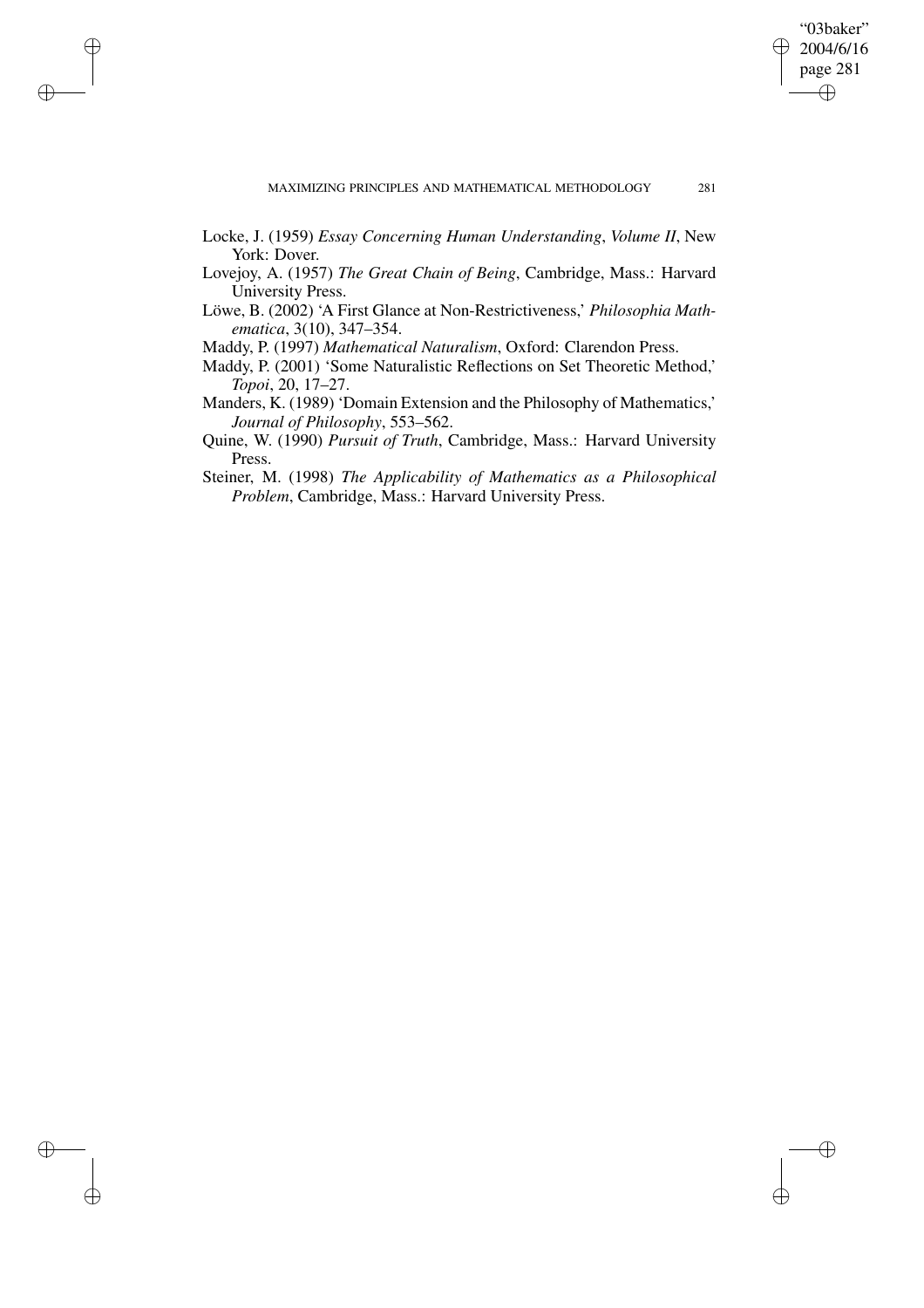Locke, J. (1959) *Essay Concerning Human Understanding*, *Volume II*, New York: Dover.

Lovejoy, A. (1957) *The Great Chain of Being*, Cambridge, Mass.: Harvard University Press.

Löwe, B. (2002) 'A First Glance at Non-Restrictiveness,' *Philosophia Mathematica*, 3(10), 347–354.

Maddy, P. (1997) *Mathematical Naturalism*, Oxford: Clarendon Press.

Maddy, P. (2001) 'Some Naturalistic Reflections on Set Theoretic Method,' *Topoi*, 20, 17–27.

Manders, K. (1989) 'Domain Extension and the Philosophy of Mathematics,' *Journal of Philosophy*, 553–562.

Quine, W. (1990) *Pursuit of Truth*, Cambridge, Mass.: Harvard University Press.

Steiner, M. (1998) *The Applicability of Mathematics as a Philosophical Problem*, Cambridge, Mass.: Harvard University Press.